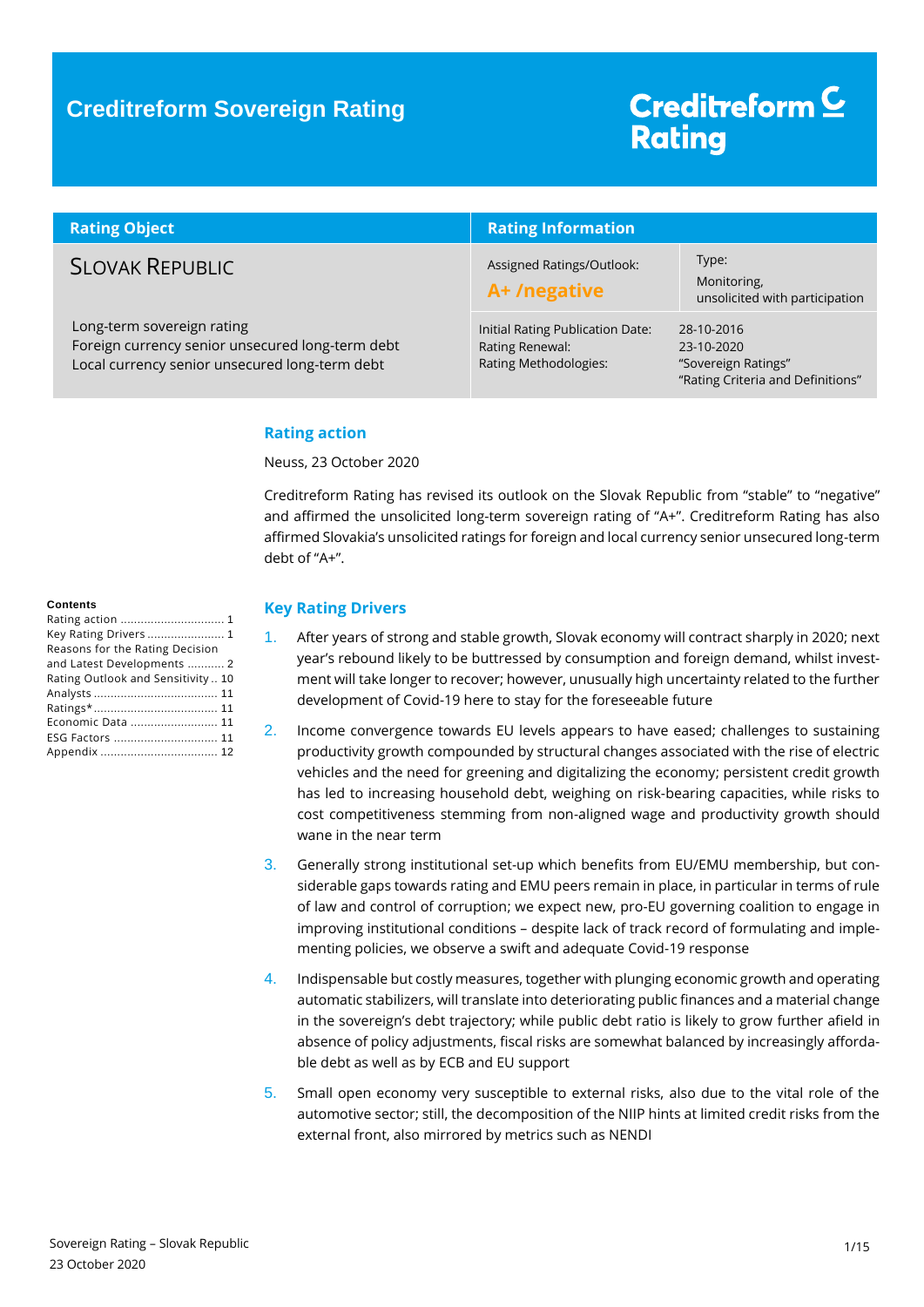# Creditreform Sovereign Rating

Creditreform Rating

| Rating Object | Rating Information | |
|---|---|---|
| SLOVAK REPUBLIC | Assigned Ratings/Outlook: **A+ /negative** | Type: Monitoring, unsolicited with participation |
| Long-term sovereign rating<br>Foreign currency senior unsecured long-term debt<br>Local currency senior unsecured long-term debt | Initial Rating Publication Date:<br>Rating Renewal:<br>Rating Methodologies: | 28-10-2016<br>23-10-2020<br>"Sovereign Ratings"<br>"Rating Criteria and Definitions" |

**Contents**

- Rating action ... 1
- Key Rating Drivers ... 1
- Reasons for the Rating Decision and Latest Developments ... 2
- Rating Outlook and Sensitivity ... 10
- Analysts ... 11
- Ratings* ... 11
- Economic Data ... 11
- ESG Factors ... 11
- Appendix ... 12

## Rating action

Neuss, 23 October 2020

Creditreform Rating has revised its outlook on the Slovak Republic from "stable" to "negative" and affirmed the unsolicited long-term sovereign rating of "A+". Creditreform Rating has also affirmed Slovakia's unsolicited ratings for foreign and local currency senior unsecured long-term debt of "A+".

## Key Rating Drivers

1. After years of strong and stable growth, Slovak economy will contract sharply in 2020; next year's rebound likely to be buttressed by consumption and foreign demand, whilst investment will take longer to recover; however, unusually high uncertainty related to the further development of Covid-19 here to stay for the foreseeable future
2. Income convergence towards EU levels appears to have eased; challenges to sustaining productivity growth compounded by structural changes associated with the rise of electric vehicles and the need for greening and digitalizing the economy; persistent credit growth has led to increasing household debt, weighing on risk-bearing capacities, while risks to cost competitiveness stemming from non-aligned wage and productivity growth should wane in the near term
3. Generally strong institutional set-up which benefits from EU/EMU membership, but considerable gaps towards rating and EMU peers remain in place, in particular in terms of rule of law and control of corruption; we expect new, pro-EU governing coalition to engage in improving institutional conditions – despite lack of track record of formulating and implementing policies, we observe a swift and adequate Covid-19 response
4. Indispensable but costly measures, together with plunging economic growth and operating automatic stabilizers, will translate into deteriorating public finances and a material change in the sovereign's debt trajectory; while public debt ratio is likely to grow further afield in absence of policy adjustments, fiscal risks are somewhat balanced by increasingly affordable debt as well as by ECB and EU support
5. Small open economy very susceptible to external risks, also due to the vital role of the automotive sector; still, the decomposition of the NIIP hints at limited credit risks from the external front, also mirrored by metrics such as NENDI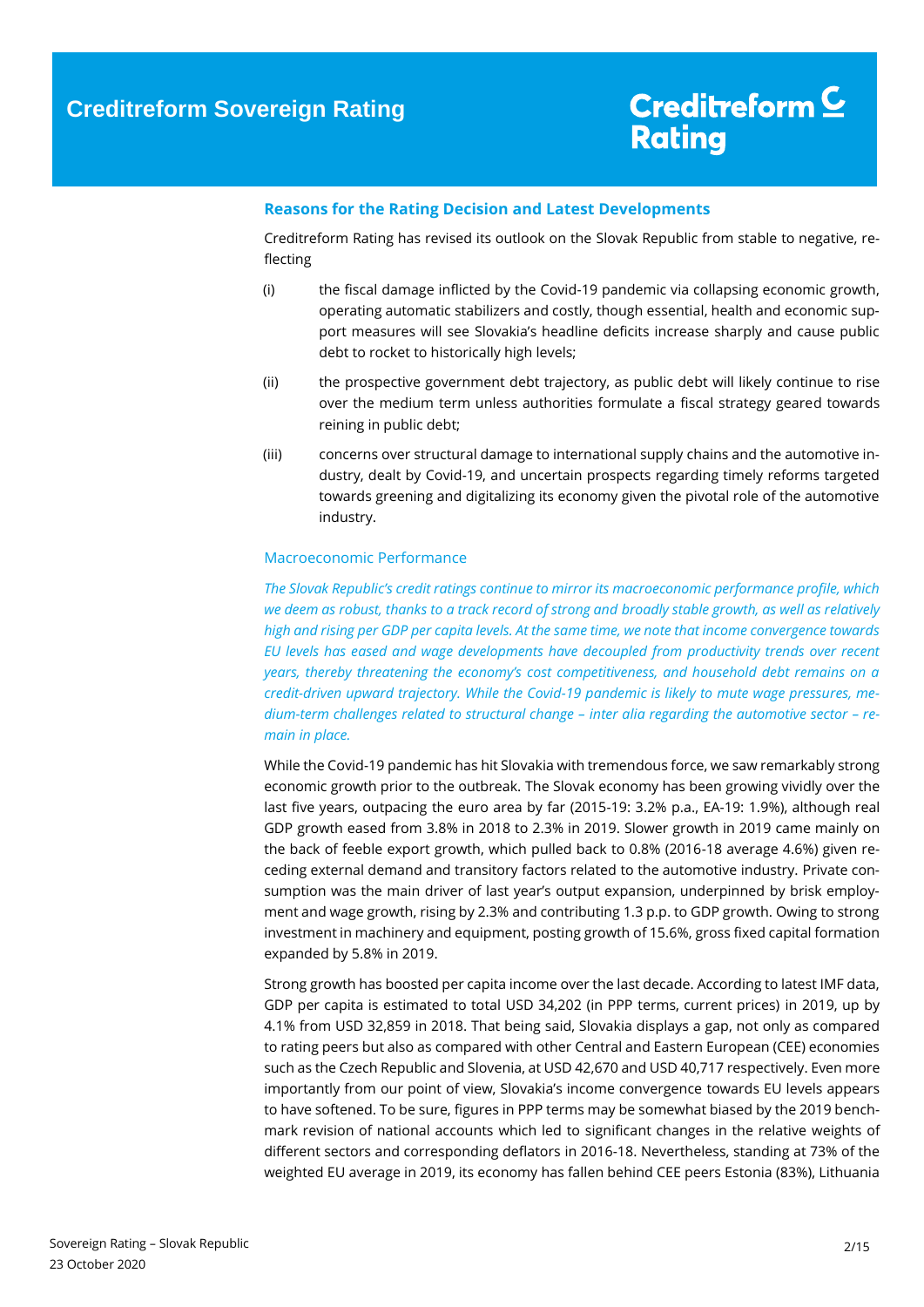### Reasons for the Rating Decision and Latest Developments

Creditreform Rating has revised its outlook on the Slovak Republic from stable to negative, reflecting

(i) the fiscal damage inflicted by the Covid-19 pandemic via collapsing economic growth, operating automatic stabilizers and costly, though essential, health and economic support measures will see Slovakia's headline deficits increase sharply and cause public debt to rocket to historically high levels;

(ii) the prospective government debt trajectory, as public debt will likely continue to rise over the medium term unless authorities formulate a fiscal strategy geared towards reining in public debt;

(iii) concerns over structural damage to international supply chains and the automotive industry, dealt by Covid-19, and uncertain prospects regarding timely reforms targeted towards greening and digitalizing its economy given the pivotal role of the automotive industry.

#### Macroeconomic Performance

*The Slovak Republic's credit ratings continue to mirror its macroeconomic performance profile, which we deem as robust, thanks to a track record of strong and broadly stable growth, as well as relatively high and rising per GDP per capita levels. At the same time, we note that income convergence towards EU levels has eased and wage developments have decoupled from productivity trends over recent years, thereby threatening the economy's cost competitiveness, and household debt remains on a credit-driven upward trajectory. While the Covid-19 pandemic is likely to mute wage pressures, medium-term challenges related to structural change – inter alia regarding the automotive sector – remain in place.*

While the Covid-19 pandemic has hit Slovakia with tremendous force, we saw remarkably strong economic growth prior to the outbreak. The Slovak economy has been growing vividly over the last five years, outpacing the euro area by far (2015-19: 3.2% p.a., EA-19: 1.9%), although real GDP growth eased from 3.8% in 2018 to 2.3% in 2019. Slower growth in 2019 came mainly on the back of feeble export growth, which pulled back to 0.8% (2016-18 average 4.6%) given receding external demand and transitory factors related to the automotive industry. Private consumption was the main driver of last year's output expansion, underpinned by brisk employment and wage growth, rising by 2.3% and contributing 1.3 p.p. to GDP growth. Owing to strong investment in machinery and equipment, posting growth of 15.6%, gross fixed capital formation expanded by 5.8% in 2019.

Strong growth has boosted per capita income over the last decade. According to latest IMF data, GDP per capita is estimated to total USD 34,202 (in PPP terms, current prices) in 2019, up by 4.1% from USD 32,859 in 2018. That being said, Slovakia displays a gap, not only as compared to rating peers but also as compared with other Central and Eastern European (CEE) economies such as the Czech Republic and Slovenia, at USD 42,670 and USD 40,717 respectively. Even more importantly from our point of view, Slovakia's income convergence towards EU levels appears to have softened. To be sure, figures in PPP terms may be somewhat biased by the 2019 benchmark revision of national accounts which led to significant changes in the relative weights of different sectors and corresponding deflators in 2016-18. Nevertheless, standing at 73% of the weighted EU average in 2019, its economy has fallen behind CEE peers Estonia (83%), Lithuania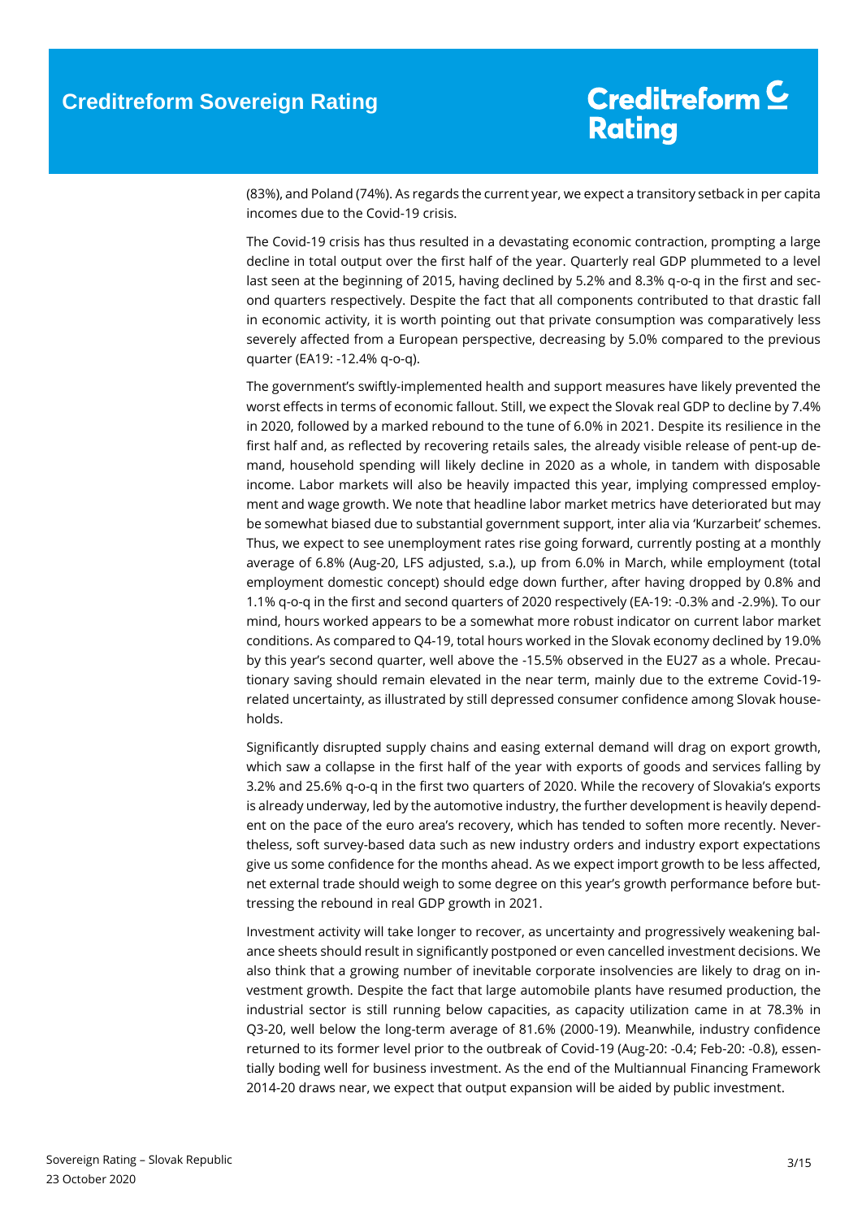(83%), and Poland (74%). As regards the current year, we expect a transitory setback in per capita incomes due to the Covid-19 crisis.

The Covid-19 crisis has thus resulted in a devastating economic contraction, prompting a large decline in total output over the first half of the year. Quarterly real GDP plummeted to a level last seen at the beginning of 2015, having declined by 5.2% and 8.3% q-o-q in the first and second quarters respectively. Despite the fact that all components contributed to that drastic fall in economic activity, it is worth pointing out that private consumption was comparatively less severely affected from a European perspective, decreasing by 5.0% compared to the previous quarter (EA19: -12.4% q-o-q).

The government's swiftly-implemented health and support measures have likely prevented the worst effects in terms of economic fallout. Still, we expect the Slovak real GDP to decline by 7.4% in 2020, followed by a marked rebound to the tune of 6.0% in 2021. Despite its resilience in the first half and, as reflected by recovering retails sales, the already visible release of pent-up demand, household spending will likely decline in 2020 as a whole, in tandem with disposable income. Labor markets will also be heavily impacted this year, implying compressed employment and wage growth. We note that headline labor market metrics have deteriorated but may be somewhat biased due to substantial government support, inter alia via 'Kurzarbeit' schemes. Thus, we expect to see unemployment rates rise going forward, currently posting at a monthly average of 6.8% (Aug-20, LFS adjusted, s.a.), up from 6.0% in March, while employment (total employment domestic concept) should edge down further, after having dropped by 0.8% and 1.1% q-o-q in the first and second quarters of 2020 respectively (EA-19: -0.3% and -2.9%). To our mind, hours worked appears to be a somewhat more robust indicator on current labor market conditions. As compared to Q4-19, total hours worked in the Slovak economy declined by 19.0% by this year's second quarter, well above the -15.5% observed in the EU27 as a whole. Precautionary saving should remain elevated in the near term, mainly due to the extreme Covid-19-related uncertainty, as illustrated by still depressed consumer confidence among Slovak households.

Significantly disrupted supply chains and easing external demand will drag on export growth, which saw a collapse in the first half of the year with exports of goods and services falling by 3.2% and 25.6% q-o-q in the first two quarters of 2020. While the recovery of Slovakia's exports is already underway, led by the automotive industry, the further development is heavily dependent on the pace of the euro area's recovery, which has tended to soften more recently. Nevertheless, soft survey-based data such as new industry orders and industry export expectations give us some confidence for the months ahead. As we expect import growth to be less affected, net external trade should weigh to some degree on this year's growth performance before buttressing the rebound in real GDP growth in 2021.

Investment activity will take longer to recover, as uncertainty and progressively weakening balance sheets should result in significantly postponed or even cancelled investment decisions. We also think that a growing number of inevitable corporate insolvencies are likely to drag on investment growth. Despite the fact that large automobile plants have resumed production, the industrial sector is still running below capacities, as capacity utilization came in at 78.3% in Q3-20, well below the long-term average of 81.6% (2000-19). Meanwhile, industry confidence returned to its former level prior to the outbreak of Covid-19 (Aug-20: -0.4; Feb-20: -0.8), essentially boding well for business investment. As the end of the Multiannual Financing Framework 2014-20 draws near, we expect that output expansion will be aided by public investment.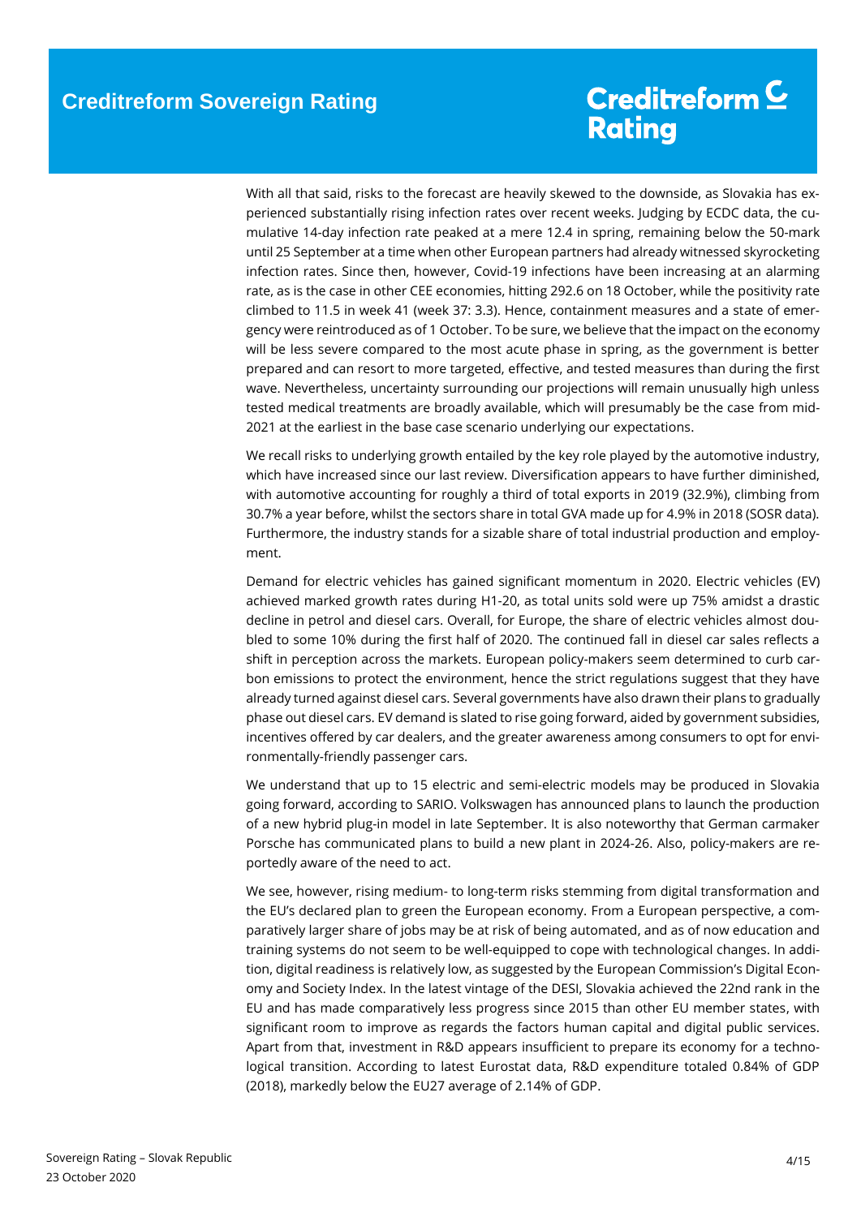With all that said, risks to the forecast are heavily skewed to the downside, as Slovakia has experienced substantially rising infection rates over recent weeks. Judging by ECDC data, the cumulative 14-day infection rate peaked at a mere 12.4 in spring, remaining below the 50-mark until 25 September at a time when other European partners had already witnessed skyrocketing infection rates. Since then, however, Covid-19 infections have been increasing at an alarming rate, as is the case in other CEE economies, hitting 292.6 on 18 October, while the positivity rate climbed to 11.5 in week 41 (week 37: 3.3). Hence, containment measures and a state of emergency were reintroduced as of 1 October. To be sure, we believe that the impact on the economy will be less severe compared to the most acute phase in spring, as the government is better prepared and can resort to more targeted, effective, and tested measures than during the first wave. Nevertheless, uncertainty surrounding our projections will remain unusually high unless tested medical treatments are broadly available, which will presumably be the case from mid-2021 at the earliest in the base case scenario underlying our expectations.

We recall risks to underlying growth entailed by the key role played by the automotive industry, which have increased since our last review. Diversification appears to have further diminished, with automotive accounting for roughly a third of total exports in 2019 (32.9%), climbing from 30.7% a year before, whilst the sectors share in total GVA made up for 4.9% in 2018 (SOSR data). Furthermore, the industry stands for a sizable share of total industrial production and employment.

Demand for electric vehicles has gained significant momentum in 2020. Electric vehicles (EV) achieved marked growth rates during H1-20, as total units sold were up 75% amidst a drastic decline in petrol and diesel cars. Overall, for Europe, the share of electric vehicles almost doubled to some 10% during the first half of 2020. The continued fall in diesel car sales reflects a shift in perception across the markets. European policy-makers seem determined to curb carbon emissions to protect the environment, hence the strict regulations suggest that they have already turned against diesel cars. Several governments have also drawn their plans to gradually phase out diesel cars. EV demand is slated to rise going forward, aided by government subsidies, incentives offered by car dealers, and the greater awareness among consumers to opt for environmentally-friendly passenger cars.

We understand that up to 15 electric and semi-electric models may be produced in Slovakia going forward, according to SARIO. Volkswagen has announced plans to launch the production of a new hybrid plug-in model in late September. It is also noteworthy that German carmaker Porsche has communicated plans to build a new plant in 2024-26. Also, policy-makers are reportedly aware of the need to act.

We see, however, rising medium- to long-term risks stemming from digital transformation and the EU's declared plan to green the European economy. From a European perspective, a comparatively larger share of jobs may be at risk of being automated, and as of now education and training systems do not seem to be well-equipped to cope with technological changes. In addition, digital readiness is relatively low, as suggested by the European Commission's Digital Economy and Society Index. In the latest vintage of the DESI, Slovakia achieved the 22nd rank in the EU and has made comparatively less progress since 2015 than other EU member states, with significant room to improve as regards the factors human capital and digital public services. Apart from that, investment in R&D appears insufficient to prepare its economy for a technological transition. According to latest Eurostat data, R&D expenditure totaled 0.84% of GDP (2018), markedly below the EU27 average of 2.14% of GDP.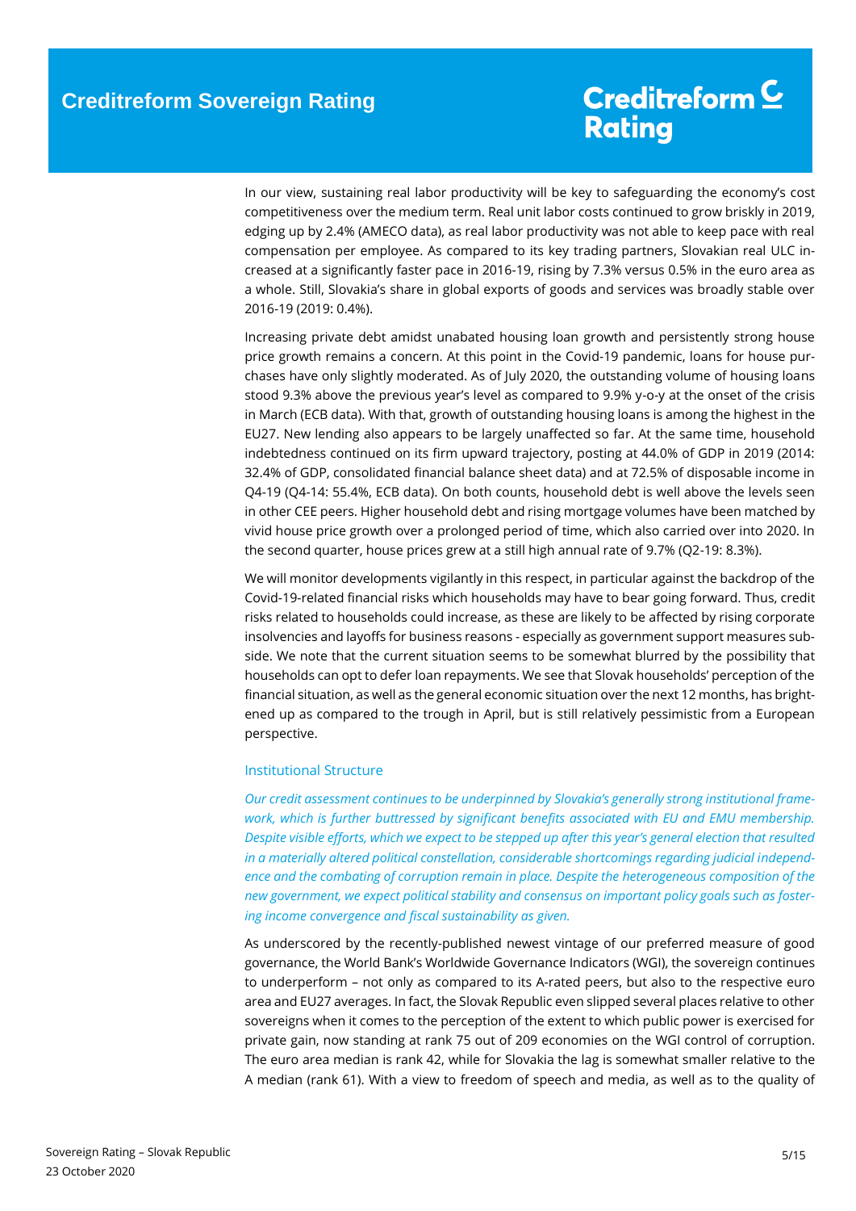In our view, sustaining real labor productivity will be key to safeguarding the economy's cost competitiveness over the medium term. Real unit labor costs continued to grow briskly in 2019, edging up by 2.4% (AMECO data), as real labor productivity was not able to keep pace with real compensation per employee. As compared to its key trading partners, Slovakian real ULC increased at a significantly faster pace in 2016-19, rising by 7.3% versus 0.5% in the euro area as a whole. Still, Slovakia's share in global exports of goods and services was broadly stable over 2016-19 (2019: 0.4%).

Increasing private debt amidst unabated housing loan growth and persistently strong house price growth remains a concern. At this point in the Covid-19 pandemic, loans for house purchases have only slightly moderated. As of July 2020, the outstanding volume of housing loans stood 9.3% above the previous year's level as compared to 9.9% y-o-y at the onset of the crisis in March (ECB data). With that, growth of outstanding housing loans is among the highest in the EU27. New lending also appears to be largely unaffected so far. At the same time, household indebtedness continued on its firm upward trajectory, posting at 44.0% of GDP in 2019 (2014: 32.4% of GDP, consolidated financial balance sheet data) and at 72.5% of disposable income in Q4-19 (Q4-14: 55.4%, ECB data). On both counts, household debt is well above the levels seen in other CEE peers. Higher household debt and rising mortgage volumes have been matched by vivid house price growth over a prolonged period of time, which also carried over into 2020. In the second quarter, house prices grew at a still high annual rate of 9.7% (Q2-19: 8.3%).

We will monitor developments vigilantly in this respect, in particular against the backdrop of the Covid-19-related financial risks which households may have to bear going forward. Thus, credit risks related to households could increase, as these are likely to be affected by rising corporate insolvencies and layoffs for business reasons - especially as government support measures subside. We note that the current situation seems to be somewhat blurred by the possibility that households can opt to defer loan repayments. We see that Slovak households' perception of the financial situation, as well as the general economic situation over the next 12 months, has brightened up as compared to the trough in April, but is still relatively pessimistic from a European perspective.

## Institutional Structure

*Our credit assessment continues to be underpinned by Slovakia's generally strong institutional framework, which is further buttressed by significant benefits associated with EU and EMU membership. Despite visible efforts, which we expect to be stepped up after this year's general election that resulted in a materially altered political constellation, considerable shortcomings regarding judicial independence and the combating of corruption remain in place. Despite the heterogeneous composition of the new government, we expect political stability and consensus on important policy goals such as fostering income convergence and fiscal sustainability as given.*

As underscored by the recently-published newest vintage of our preferred measure of good governance, the World Bank's Worldwide Governance Indicators (WGI), the sovereign continues to underperform – not only as compared to its A-rated peers, but also to the respective euro area and EU27 averages. In fact, the Slovak Republic even slipped several places relative to other sovereigns when it comes to the perception of the extent to which public power is exercised for private gain, now standing at rank 75 out of 209 economies on the WGI control of corruption. The euro area median is rank 42, while for Slovakia the lag is somewhat smaller relative to the A median (rank 61). With a view to freedom of speech and media, as well as to the quality of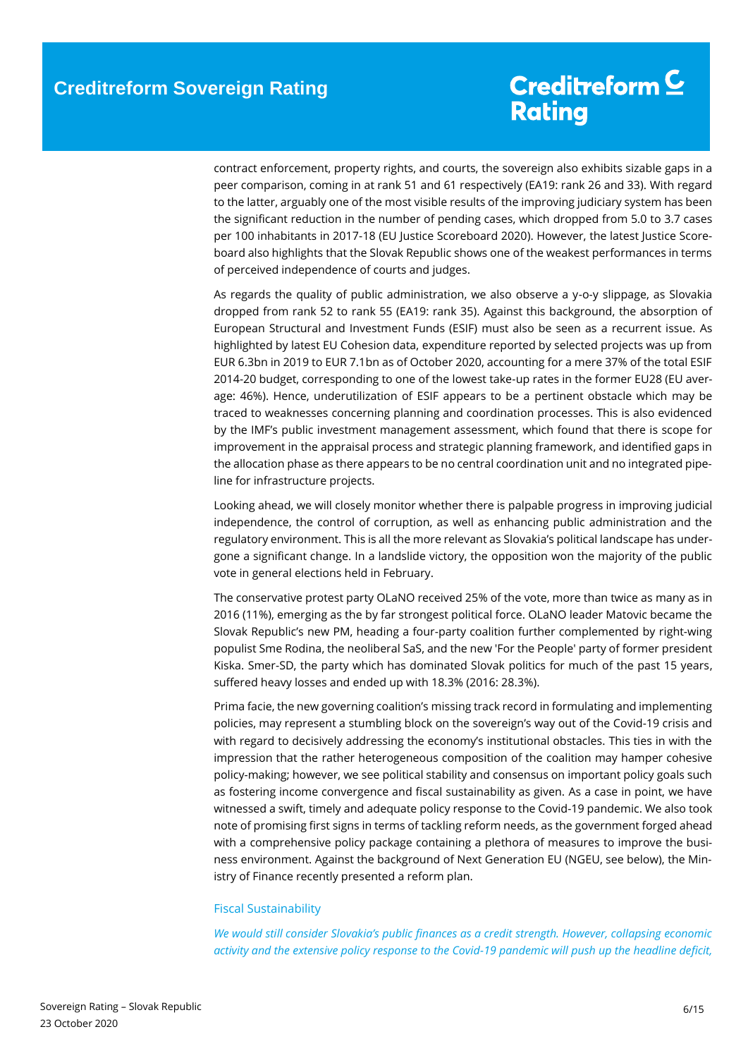contract enforcement, property rights, and courts, the sovereign also exhibits sizable gaps in a peer comparison, coming in at rank 51 and 61 respectively (EA19: rank 26 and 33). With regard to the latter, arguably one of the most visible results of the improving judiciary system has been the significant reduction in the number of pending cases, which dropped from 5.0 to 3.7 cases per 100 inhabitants in 2017-18 (EU Justice Scoreboard 2020). However, the latest Justice Scoreboard also highlights that the Slovak Republic shows one of the weakest performances in terms of perceived independence of courts and judges.

As regards the quality of public administration, we also observe a y-o-y slippage, as Slovakia dropped from rank 52 to rank 55 (EA19: rank 35). Against this background, the absorption of European Structural and Investment Funds (ESIF) must also be seen as a recurrent issue. As highlighted by latest EU Cohesion data, expenditure reported by selected projects was up from EUR 6.3bn in 2019 to EUR 7.1bn as of October 2020, accounting for a mere 37% of the total ESIF 2014-20 budget, corresponding to one of the lowest take-up rates in the former EU28 (EU average: 46%). Hence, underutilization of ESIF appears to be a pertinent obstacle which may be traced to weaknesses concerning planning and coordination processes. This is also evidenced by the IMF's public investment management assessment, which found that there is scope for improvement in the appraisal process and strategic planning framework, and identified gaps in the allocation phase as there appears to be no central coordination unit and no integrated pipeline for infrastructure projects.

Looking ahead, we will closely monitor whether there is palpable progress in improving judicial independence, the control of corruption, as well as enhancing public administration and the regulatory environment. This is all the more relevant as Slovakia's political landscape has undergone a significant change. In a landslide victory, the opposition won the majority of the public vote in general elections held in February.

The conservative protest party OLaNO received 25% of the vote, more than twice as many as in 2016 (11%), emerging as the by far strongest political force. OLaNO leader Matovic became the Slovak Republic's new PM, heading a four-party coalition further complemented by right-wing populist Sme Rodina, the neoliberal SaS, and the new 'For the People' party of former president Kiska. Smer-SD, the party which has dominated Slovak politics for much of the past 15 years, suffered heavy losses and ended up with 18.3% (2016: 28.3%).

Prima facie, the new governing coalition's missing track record in formulating and implementing policies, may represent a stumbling block on the sovereign's way out of the Covid-19 crisis and with regard to decisively addressing the economy's institutional obstacles. This ties in with the impression that the rather heterogeneous composition of the coalition may hamper cohesive policy-making; however, we see political stability and consensus on important policy goals such as fostering income convergence and fiscal sustainability as given. As a case in point, we have witnessed a swift, timely and adequate policy response to the Covid-19 pandemic. We also took note of promising first signs in terms of tackling reform needs, as the government forged ahead with a comprehensive policy package containing a plethora of measures to improve the business environment. Against the background of Next Generation EU (NGEU, see below), the Ministry of Finance recently presented a reform plan.

## Fiscal Sustainability

*We would still consider Slovakia's public finances as a credit strength. However, collapsing economic activity and the extensive policy response to the Covid-19 pandemic will push up the headline deficit,*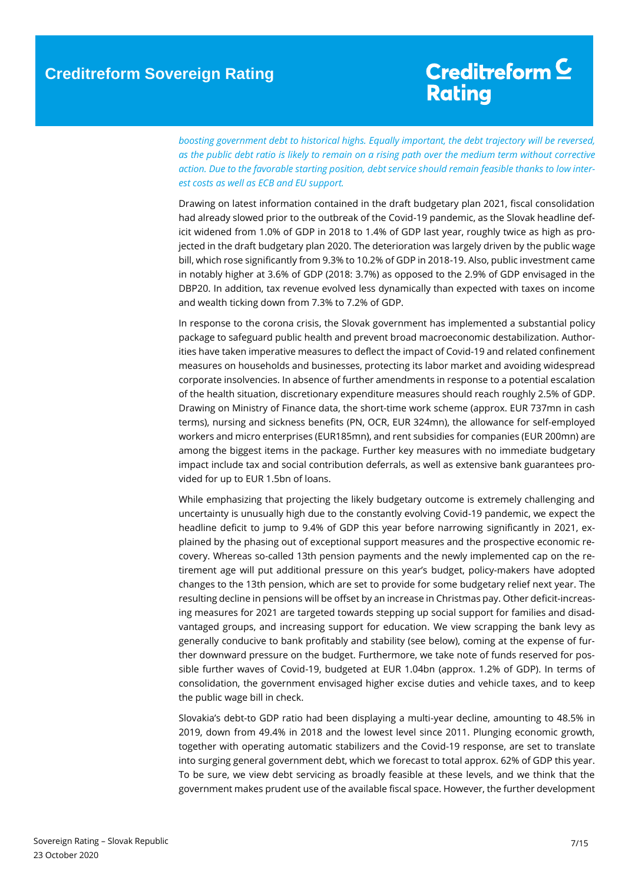*boosting government debt to historical highs. Equally important, the debt trajectory will be reversed, as the public debt ratio is likely to remain on a rising path over the medium term without corrective action. Due to the favorable starting position, debt service should remain feasible thanks to low interest costs as well as ECB and EU support.*

Drawing on latest information contained in the draft budgetary plan 2021, fiscal consolidation had already slowed prior to the outbreak of the Covid-19 pandemic, as the Slovak headline deficit widened from 1.0% of GDP in 2018 to 1.4% of GDP last year, roughly twice as high as projected in the draft budgetary plan 2020. The deterioration was largely driven by the public wage bill, which rose significantly from 9.3% to 10.2% of GDP in 2018-19. Also, public investment came in notably higher at 3.6% of GDP (2018: 3.7%) as opposed to the 2.9% of GDP envisaged in the DBP20. In addition, tax revenue evolved less dynamically than expected with taxes on income and wealth ticking down from 7.3% to 7.2% of GDP.

In response to the corona crisis, the Slovak government has implemented a substantial policy package to safeguard public health and prevent broad macroeconomic destabilization. Authorities have taken imperative measures to deflect the impact of Covid-19 and related confinement measures on households and businesses, protecting its labor market and avoiding widespread corporate insolvencies. In absence of further amendments in response to a potential escalation of the health situation, discretionary expenditure measures should reach roughly 2.5% of GDP. Drawing on Ministry of Finance data, the short-time work scheme (approx. EUR 737mn in cash terms), nursing and sickness benefits (PN, OCR, EUR 324mn), the allowance for self-employed workers and micro enterprises (EUR185mn), and rent subsidies for companies (EUR 200mn) are among the biggest items in the package. Further key measures with no immediate budgetary impact include tax and social contribution deferrals, as well as extensive bank guarantees provided for up to EUR 1.5bn of loans.

While emphasizing that projecting the likely budgetary outcome is extremely challenging and uncertainty is unusually high due to the constantly evolving Covid-19 pandemic, we expect the headline deficit to jump to 9.4% of GDP this year before narrowing significantly in 2021, explained by the phasing out of exceptional support measures and the prospective economic recovery. Whereas so-called 13th pension payments and the newly implemented cap on the retirement age will put additional pressure on this year's budget, policy-makers have adopted changes to the 13th pension, which are set to provide for some budgetary relief next year. The resulting decline in pensions will be offset by an increase in Christmas pay. Other deficit-increasing measures for 2021 are targeted towards stepping up social support for families and disadvantaged groups, and increasing support for education. We view scrapping the bank levy as generally conducive to bank profitably and stability (see below), coming at the expense of further downward pressure on the budget. Furthermore, we take note of funds reserved for possible further waves of Covid-19, budgeted at EUR 1.04bn (approx. 1.2% of GDP). In terms of consolidation, the government envisaged higher excise duties and vehicle taxes, and to keep the public wage bill in check.

Slovakia's debt-to GDP ratio had been displaying a multi-year decline, amounting to 48.5% in 2019, down from 49.4% in 2018 and the lowest level since 2011. Plunging economic growth, together with operating automatic stabilizers and the Covid-19 response, are set to translate into surging general government debt, which we forecast to total approx. 62% of GDP this year. To be sure, we view debt servicing as broadly feasible at these levels, and we think that the government makes prudent use of the available fiscal space. However, the further development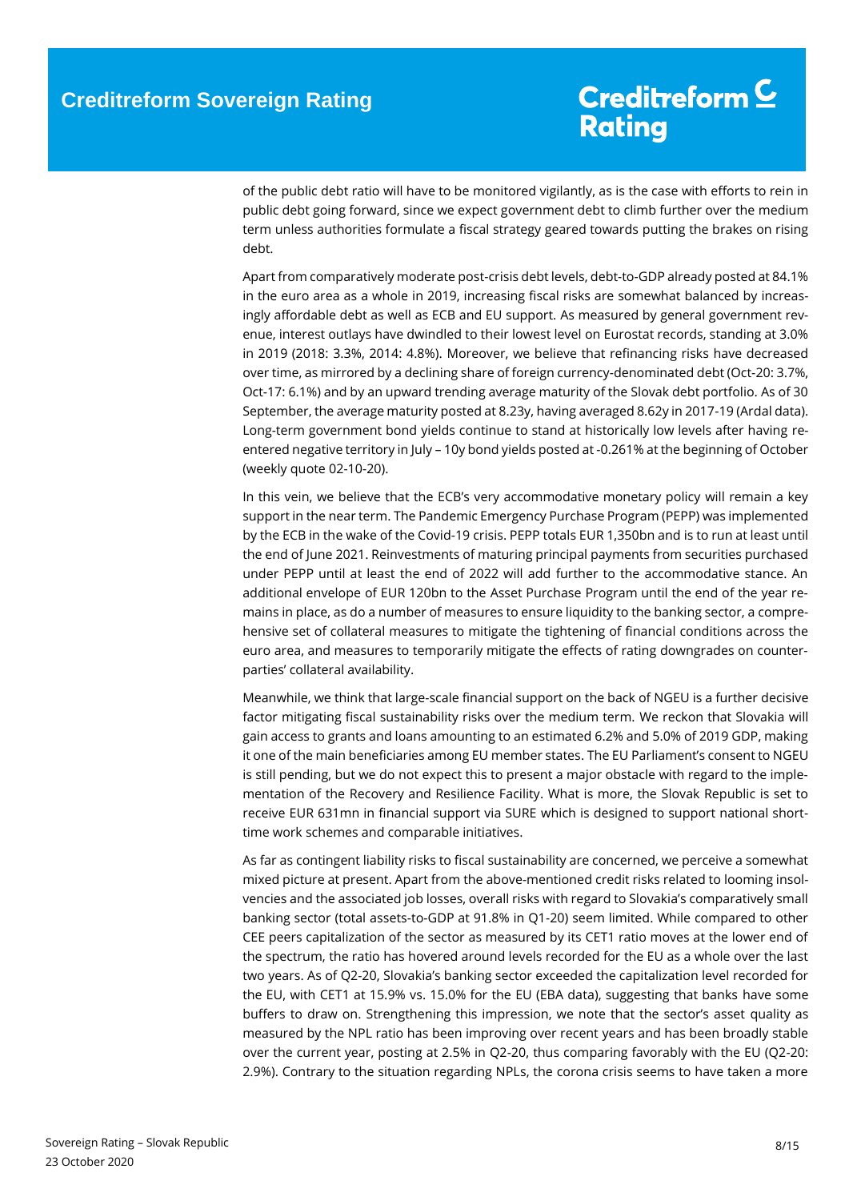of the public debt ratio will have to be monitored vigilantly, as is the case with efforts to rein in public debt going forward, since we expect government debt to climb further over the medium term unless authorities formulate a fiscal strategy geared towards putting the brakes on rising debt.

Apart from comparatively moderate post-crisis debt levels, debt-to-GDP already posted at 84.1% in the euro area as a whole in 2019, increasing fiscal risks are somewhat balanced by increasingly affordable debt as well as ECB and EU support. As measured by general government revenue, interest outlays have dwindled to their lowest level on Eurostat records, standing at 3.0% in 2019 (2018: 3.3%, 2014: 4.8%). Moreover, we believe that refinancing risks have decreased over time, as mirrored by a declining share of foreign currency-denominated debt (Oct-20: 3.7%, Oct-17: 6.1%) and by an upward trending average maturity of the Slovak debt portfolio. As of 30 September, the average maturity posted at 8.23y, having averaged 8.62y in 2017-19 (Ardal data). Long-term government bond yields continue to stand at historically low levels after having re-entered negative territory in July – 10y bond yields posted at -0.261% at the beginning of October (weekly quote 02-10-20).

In this vein, we believe that the ECB's very accommodative monetary policy will remain a key support in the near term. The Pandemic Emergency Purchase Program (PEPP) was implemented by the ECB in the wake of the Covid-19 crisis. PEPP totals EUR 1,350bn and is to run at least until the end of June 2021. Reinvestments of maturing principal payments from securities purchased under PEPP until at least the end of 2022 will add further to the accommodative stance. An additional envelope of EUR 120bn to the Asset Purchase Program until the end of the year remains in place, as do a number of measures to ensure liquidity to the banking sector, a comprehensive set of collateral measures to mitigate the tightening of financial conditions across the euro area, and measures to temporarily mitigate the effects of rating downgrades on counterparties' collateral availability.

Meanwhile, we think that large-scale financial support on the back of NGEU is a further decisive factor mitigating fiscal sustainability risks over the medium term. We reckon that Slovakia will gain access to grants and loans amounting to an estimated 6.2% and 5.0% of 2019 GDP, making it one of the main beneficiaries among EU member states. The EU Parliament's consent to NGEU is still pending, but we do not expect this to present a major obstacle with regard to the implementation of the Recovery and Resilience Facility. What is more, the Slovak Republic is set to receive EUR 631mn in financial support via SURE which is designed to support national short-time work schemes and comparable initiatives.

As far as contingent liability risks to fiscal sustainability are concerned, we perceive a somewhat mixed picture at present. Apart from the above-mentioned credit risks related to looming insolvencies and the associated job losses, overall risks with regard to Slovakia's comparatively small banking sector (total assets-to-GDP at 91.8% in Q1-20) seem limited. While compared to other CEE peers capitalization of the sector as measured by its CET1 ratio moves at the lower end of the spectrum, the ratio has hovered around levels recorded for the EU as a whole over the last two years. As of Q2-20, Slovakia's banking sector exceeded the capitalization level recorded for the EU, with CET1 at 15.9% vs. 15.0% for the EU (EBA data), suggesting that banks have some buffers to draw on. Strengthening this impression, we note that the sector's asset quality as measured by the NPL ratio has been improving over recent years and has been broadly stable over the current year, posting at 2.5% in Q2-20, thus comparing favorably with the EU (Q2-20: 2.9%). Contrary to the situation regarding NPLs, the corona crisis seems to have taken a more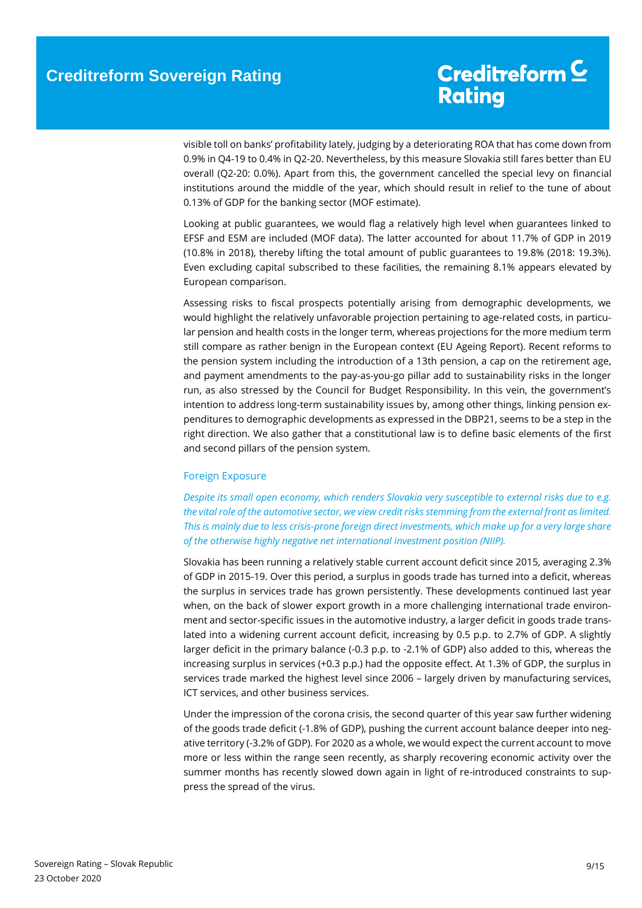visible toll on banks' profitability lately, judging by a deteriorating ROA that has come down from 0.9% in Q4-19 to 0.4% in Q2-20. Nevertheless, by this measure Slovakia still fares better than EU overall (Q2-20: 0.0%). Apart from this, the government cancelled the special levy on financial institutions around the middle of the year, which should result in relief to the tune of about 0.13% of GDP for the banking sector (MOF estimate).

Looking at public guarantees, we would flag a relatively high level when guarantees linked to EFSF and ESM are included (MOF data). The latter accounted for about 11.7% of GDP in 2019 (10.8% in 2018), thereby lifting the total amount of public guarantees to 19.8% (2018: 19.3%). Even excluding capital subscribed to these facilities, the remaining 8.1% appears elevated by European comparison.

Assessing risks to fiscal prospects potentially arising from demographic developments, we would highlight the relatively unfavorable projection pertaining to age-related costs, in particular pension and health costs in the longer term, whereas projections for the more medium term still compare as rather benign in the European context (EU Ageing Report). Recent reforms to the pension system including the introduction of a 13th pension, a cap on the retirement age, and payment amendments to the pay-as-you-go pillar add to sustainability risks in the longer run, as also stressed by the Council for Budget Responsibility. In this vein, the government's intention to address long-term sustainability issues by, among other things, linking pension expenditures to demographic developments as expressed in the DBP21, seems to be a step in the right direction. We also gather that a constitutional law is to define basic elements of the first and second pillars of the pension system.

## Foreign Exposure

*Despite its small open economy, which renders Slovakia very susceptible to external risks due to e.g. the vital role of the automotive sector, we view credit risks stemming from the external front as limited. This is mainly due to less crisis-prone foreign direct investments, which make up for a very large share of the otherwise highly negative net international investment position (NIIP).*

Slovakia has been running a relatively stable current account deficit since 2015, averaging 2.3% of GDP in 2015-19. Over this period, a surplus in goods trade has turned into a deficit, whereas the surplus in services trade has grown persistently. These developments continued last year when, on the back of slower export growth in a more challenging international trade environment and sector-specific issues in the automotive industry, a larger deficit in goods trade translated into a widening current account deficit, increasing by 0.5 p.p. to 2.7% of GDP. A slightly larger deficit in the primary balance (-0.3 p.p. to -2.1% of GDP) also added to this, whereas the increasing surplus in services (+0.3 p.p.) had the opposite effect. At 1.3% of GDP, the surplus in services trade marked the highest level since 2006 – largely driven by manufacturing services, ICT services, and other business services.

Under the impression of the corona crisis, the second quarter of this year saw further widening of the goods trade deficit (-1.8% of GDP), pushing the current account balance deeper into negative territory (-3.2% of GDP). For 2020 as a whole, we would expect the current account to move more or less within the range seen recently, as sharply recovering economic activity over the summer months has recently slowed down again in light of re-introduced constraints to suppress the spread of the virus.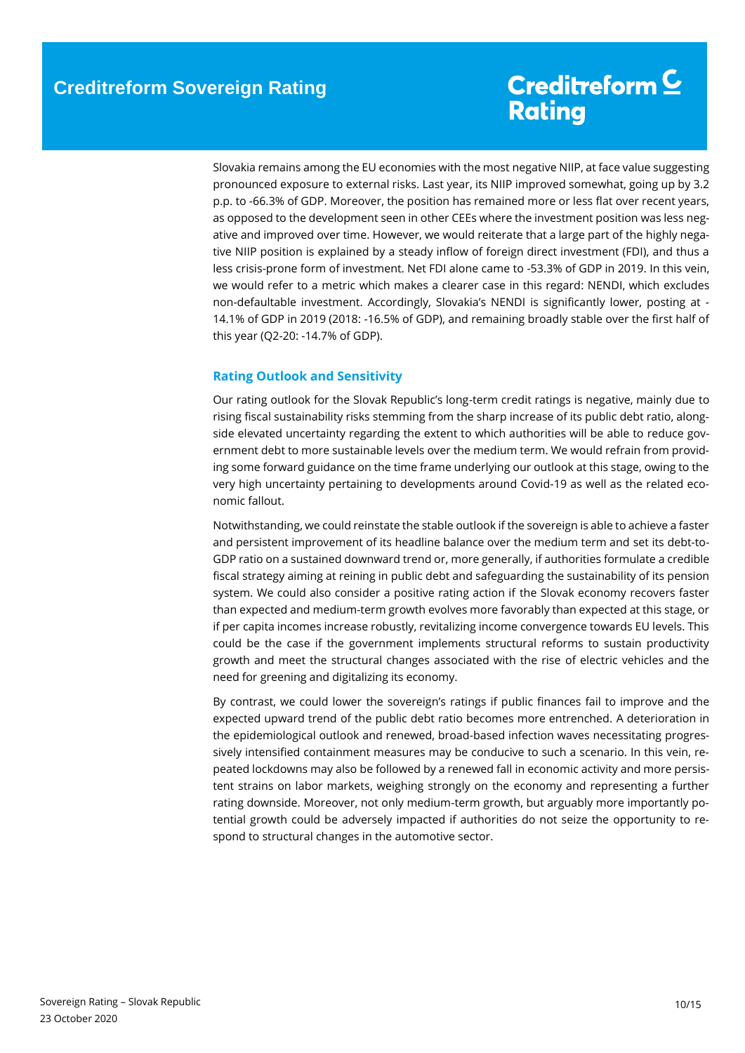Slovakia remains among the EU economies with the most negative NIIP, at face value suggesting pronounced exposure to external risks. Last year, its NIIP improved somewhat, going up by 3.2 p.p. to -66.3% of GDP. Moreover, the position has remained more or less flat over recent years, as opposed to the development seen in other CEEs where the investment position was less negative and improved over time. However, we would reiterate that a large part of the highly negative NIIP position is explained by a steady inflow of foreign direct investment (FDI), and thus a less crisis-prone form of investment. Net FDI alone came to -53.3% of GDP in 2019. In this vein, we would refer to a metric which makes a clearer case in this regard: NENDI, which excludes non-defaultable investment. Accordingly, Slovakia's NENDI is significantly lower, posting at -14.1% of GDP in 2019 (2018: -16.5% of GDP), and remaining broadly stable over the first half of this year (Q2-20: -14.7% of GDP).

## Rating Outlook and Sensitivity

Our rating outlook for the Slovak Republic's long-term credit ratings is negative, mainly due to rising fiscal sustainability risks stemming from the sharp increase of its public debt ratio, alongside elevated uncertainty regarding the extent to which authorities will be able to reduce government debt to more sustainable levels over the medium term. We would refrain from providing some forward guidance on the time frame underlying our outlook at this stage, owing to the very high uncertainty pertaining to developments around Covid-19 as well as the related economic fallout.

Notwithstanding, we could reinstate the stable outlook if the sovereign is able to achieve a faster and persistent improvement of its headline balance over the medium term and set its debt-to-GDP ratio on a sustained downward trend or, more generally, if authorities formulate a credible fiscal strategy aiming at reining in public debt and safeguarding the sustainability of its pension system. We could also consider a positive rating action if the Slovak economy recovers faster than expected and medium-term growth evolves more favorably than expected at this stage, or if per capita incomes increase robustly, revitalizing income convergence towards EU levels. This could be the case if the government implements structural reforms to sustain productivity growth and meet the structural changes associated with the rise of electric vehicles and the need for greening and digitalizing its economy.

By contrast, we could lower the sovereign's ratings if public finances fail to improve and the expected upward trend of the public debt ratio becomes more entrenched. A deterioration in the epidemiological outlook and renewed, broad-based infection waves necessitating progressively intensified containment measures may be conducive to such a scenario. In this vein, repeated lockdowns may also be followed by a renewed fall in economic activity and more persistent strains on labor markets, weighing strongly on the economy and representing a further rating downside. Moreover, not only medium-term growth, but arguably more importantly potential growth could be adversely impacted if authorities do not seize the opportunity to respond to structural changes in the automotive sector.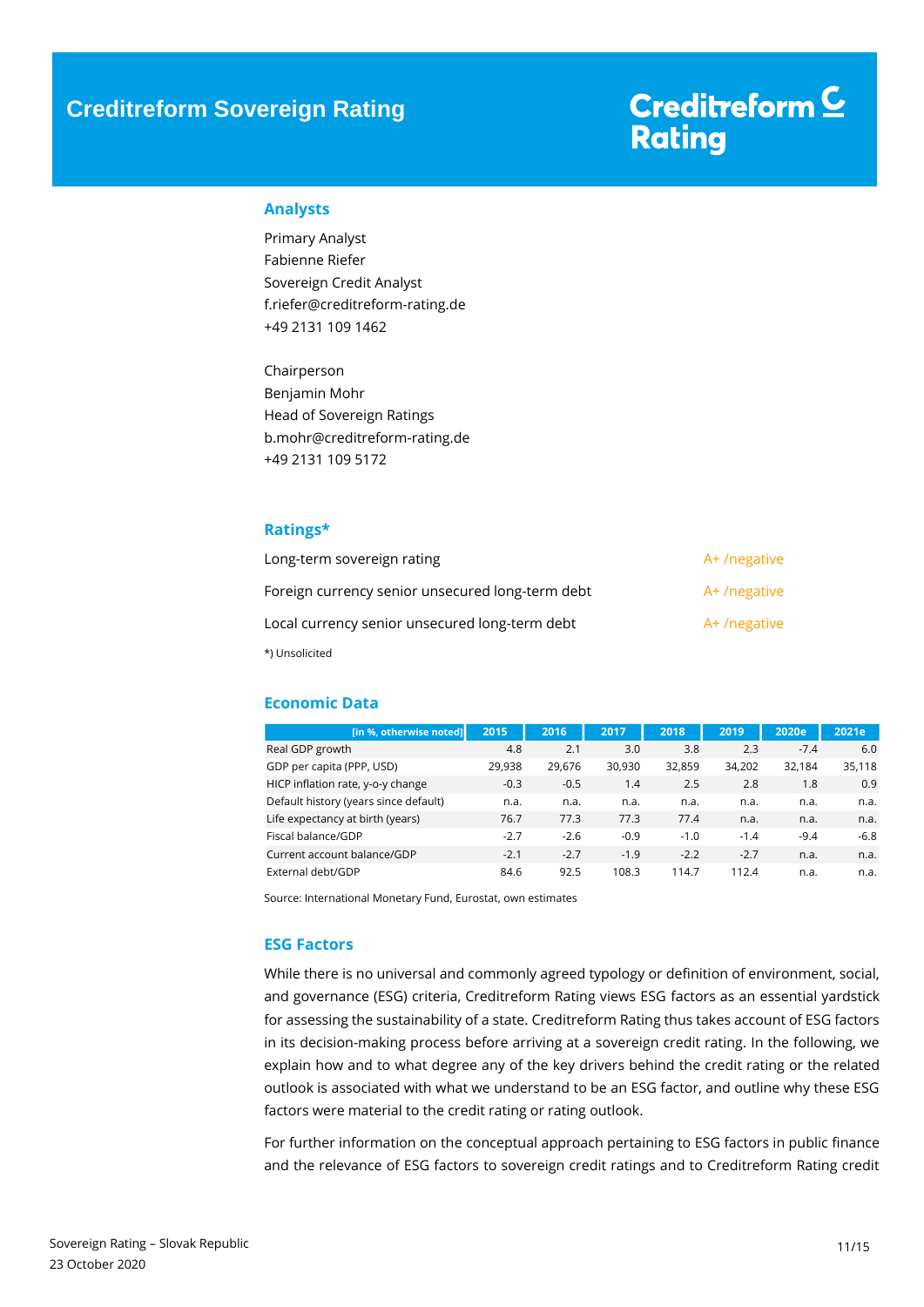# Creditreform Sovereign Rating

## Analysts

Primary Analyst
Fabienne Riefer
Sovereign Credit Analyst
f.riefer@creditreform-rating.de
+49 2131 109 1462

Chairperson
Benjamin Mohr
Head of Sovereign Ratings
b.mohr@creditreform-rating.de
+49 2131 109 5172

## Ratings*

| | |
|---|---|
| Long-term sovereign rating | A+ /negative |
| Foreign currency senior unsecured long-term debt | A+ /negative |
| Local currency senior unsecured long-term debt | A+ /negative |

*) Unsolicited

## Economic Data

| [in %, otherwise noted] | 2015 | 2016 | 2017 | 2018 | 2019 | 2020e | 2021e |
|---|---|---|---|---|---|---|---|
| Real GDP growth | 4.8 | 2.1 | 3.0 | 3.8 | 2.3 | -7.4 | 6.0 |
| GDP per capita (PPP, USD) | 29,938 | 29,676 | 30,930 | 32,859 | 34,202 | 32,184 | 35,118 |
| HICP inflation rate, y-o-y change | -0.3 | -0.5 | 1.4 | 2.5 | 2.8 | 1.8 | 0.9 |
| Default history (years since default) | n.a. | n.a. | n.a. | n.a. | n.a. | n.a. | n.a. |
| Life expectancy at birth (years) | 76.7 | 77.3 | 77.3 | 77.4 | n.a. | n.a. | n.a. |
| Fiscal balance/GDP | -2.7 | -2.6 | -0.9 | -1.0 | -1.4 | -9.4 | -6.8 |
| Current account balance/GDP | -2.1 | -2.7 | -1.9 | -2.2 | -2.7 | n.a. | n.a. |
| External debt/GDP | 84.6 | 92.5 | 108.3 | 114.7 | 112.4 | n.a. | n.a. |

Source: International Monetary Fund, Eurostat, own estimates

## ESG Factors

While there is no universal and commonly agreed typology or definition of environment, social, and governance (ESG) criteria, Creditreform Rating views ESG factors as an essential yardstick for assessing the sustainability of a state. Creditreform Rating thus takes account of ESG factors in its decision-making process before arriving at a sovereign credit rating. In the following, we explain how and to what degree any of the key drivers behind the credit rating or the related outlook is associated with what we understand to be an ESG factor, and outline why these ESG factors were material to the credit rating or rating outlook.

For further information on the conceptual approach pertaining to ESG factors in public finance and the relevance of ESG factors to sovereign credit ratings and to Creditreform Rating credit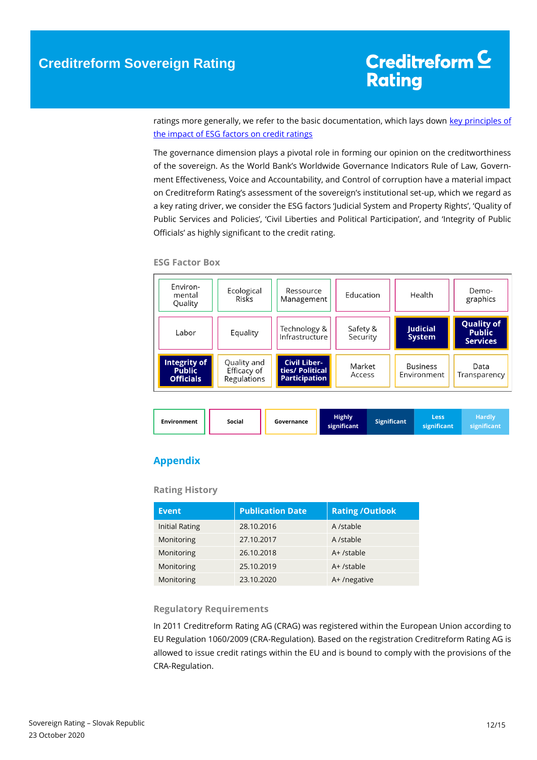ratings more generally, we refer to the basic documentation, which lays down key principles of the impact of ESG factors on credit ratings

The governance dimension plays a pivotal role in forming our opinion on the creditworthiness of the sovereign. As the World Bank's Worldwide Governance Indicators Rule of Law, Government Effectiveness, Voice and Accountability, and Control of corruption have a material impact on Creditreform Rating's assessment of the sovereign's institutional set-up, which we regard as a key rating driver, we consider the ESG factors 'Judicial System and Property Rights', 'Quality of Public Services and Policies', 'Civil Liberties and Political Participation', and 'Integrity of Public Officials' as highly significant to the credit rating.

### ESG Factor Box

| | | | | | |
|---|---|---|---|---|---|
| Environmental Quality | Ecological Risks | Ressource Management | Education | Health | Demographics |
| Labor | Equality | Technology & Infrastructure | Safety & Security | **Judicial System** | **Quality of Public Services** |
| **Integrity of Public Officials** | Quality and Efficacy of Regulations | **Civil Liberties/ Political Participation** | Market Access | Business Environment | Data Transparency |

| Environment | Social | Governance | Highly significant | Significant | Less significant | Hardly significant |
|---|---|---|---|---|---|---|

## Appendix

### Rating History

| Event | Publication Date | Rating /Outlook |
|---|---|---|
| Initial Rating | 28.10.2016 | A /stable |
| Monitoring | 27.10.2017 | A /stable |
| Monitoring | 26.10.2018 | A+ /stable |
| Monitoring | 25.10.2019 | A+ /stable |
| Monitoring | 23.10.2020 | A+ /negative |

### Regulatory Requirements

In 2011 Creditreform Rating AG (CRAG) was registered within the European Union according to EU Regulation 1060/2009 (CRA-Regulation). Based on the registration Creditreform Rating AG is allowed to issue credit ratings within the EU and is bound to comply with the provisions of the CRA-Regulation.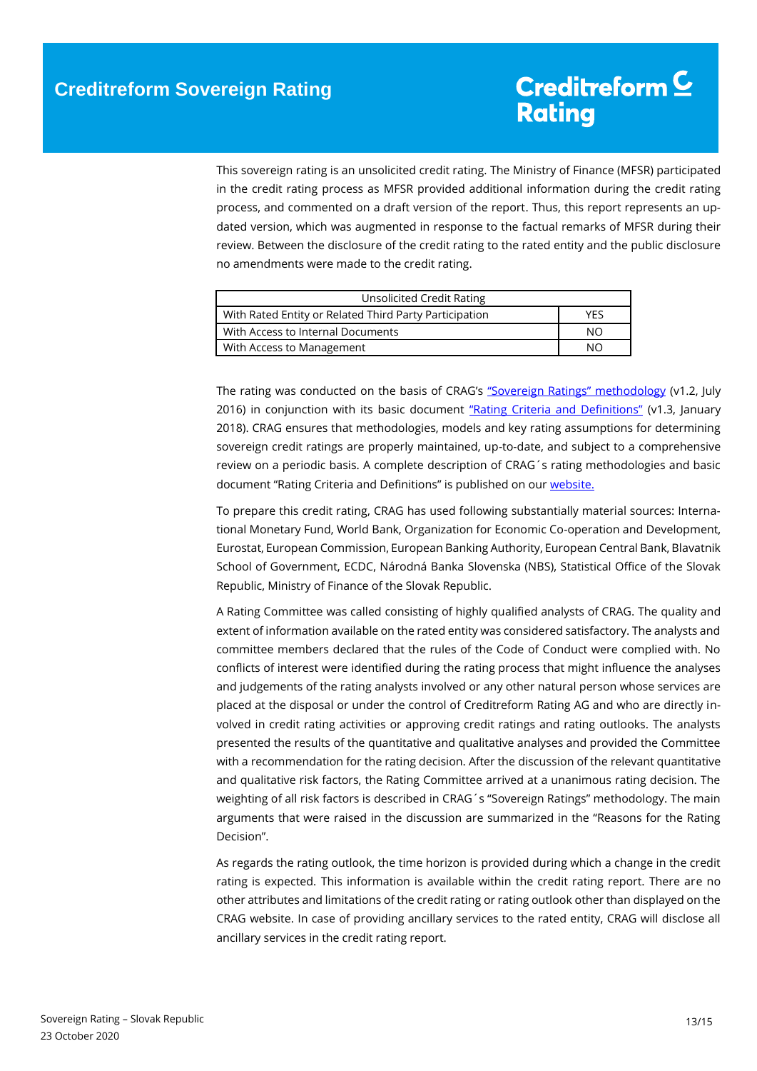This sovereign rating is an unsolicited credit rating. The Ministry of Finance (MFSR) participated in the credit rating process as MFSR provided additional information during the credit rating process, and commented on a draft version of the report. Thus, this report represents an updated version, which was augmented in response to the factual remarks of MFSR during their review. Between the disclosure of the credit rating to the rated entity and the public disclosure no amendments were made to the credit rating.

| Unsolicited Credit Rating | |
|---|---|
| With Rated Entity or Related Third Party Participation | YES |
| With Access to Internal Documents | NO |
| With Access to Management | NO |

The rating was conducted on the basis of CRAG's "Sovereign Ratings" methodology (v1.2, July 2016) in conjunction with its basic document "Rating Criteria and Definitions" (v1.3, January 2018). CRAG ensures that methodologies, models and key rating assumptions for determining sovereign credit ratings are properly maintained, up-to-date, and subject to a comprehensive review on a periodic basis. A complete description of CRAG´s rating methodologies and basic document "Rating Criteria and Definitions" is published on our website.

To prepare this credit rating, CRAG has used following substantially material sources: International Monetary Fund, World Bank, Organization for Economic Co-operation and Development, Eurostat, European Commission, European Banking Authority, European Central Bank, Blavatnik School of Government, ECDC, Národná Banka Slovenska (NBS), Statistical Office of the Slovak Republic, Ministry of Finance of the Slovak Republic.

A Rating Committee was called consisting of highly qualified analysts of CRAG. The quality and extent of information available on the rated entity was considered satisfactory. The analysts and committee members declared that the rules of the Code of Conduct were complied with. No conflicts of interest were identified during the rating process that might influence the analyses and judgements of the rating analysts involved or any other natural person whose services are placed at the disposal or under the control of Creditreform Rating AG and who are directly involved in credit rating activities or approving credit ratings and rating outlooks. The analysts presented the results of the quantitative and qualitative analyses and provided the Committee with a recommendation for the rating decision. After the discussion of the relevant quantitative and qualitative risk factors, the Rating Committee arrived at a unanimous rating decision. The weighting of all risk factors is described in CRAG´s "Sovereign Ratings" methodology. The main arguments that were raised in the discussion are summarized in the "Reasons for the Rating Decision".

As regards the rating outlook, the time horizon is provided during which a change in the credit rating is expected. This information is available within the credit rating report. There are no other attributes and limitations of the credit rating or rating outlook other than displayed on the CRAG website. In case of providing ancillary services to the rated entity, CRAG will disclose all ancillary services in the credit rating report.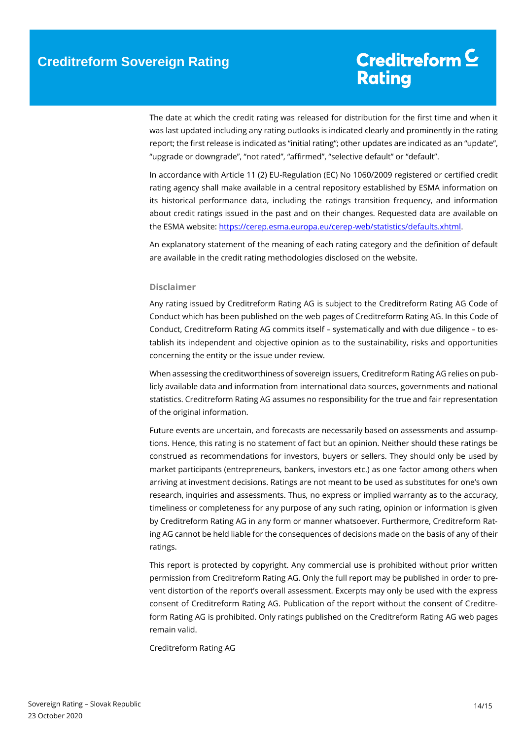The date at which the credit rating was released for distribution for the first time and when it was last updated including any rating outlooks is indicated clearly and prominently in the rating report; the first release is indicated as "initial rating"; other updates are indicated as an "update", "upgrade or downgrade", "not rated", "affirmed", "selective default" or "default".

In accordance with Article 11 (2) EU-Regulation (EC) No 1060/2009 registered or certified credit rating agency shall make available in a central repository established by ESMA information on its historical performance data, including the ratings transition frequency, and information about credit ratings issued in the past and on their changes. Requested data are available on the ESMA website: https://cerep.esma.europa.eu/cerep-web/statistics/defaults.xhtml.

An explanatory statement of the meaning of each rating category and the definition of default are available in the credit rating methodologies disclosed on the website.

### Disclaimer

Any rating issued by Creditreform Rating AG is subject to the Creditreform Rating AG Code of Conduct which has been published on the web pages of Creditreform Rating AG. In this Code of Conduct, Creditreform Rating AG commits itself – systematically and with due diligence – to establish its independent and objective opinion as to the sustainability, risks and opportunities concerning the entity or the issue under review.

When assessing the creditworthiness of sovereign issuers, Creditreform Rating AG relies on publicly available data and information from international data sources, governments and national statistics. Creditreform Rating AG assumes no responsibility for the true and fair representation of the original information.

Future events are uncertain, and forecasts are necessarily based on assessments and assumptions. Hence, this rating is no statement of fact but an opinion. Neither should these ratings be construed as recommendations for investors, buyers or sellers. They should only be used by market participants (entrepreneurs, bankers, investors etc.) as one factor among others when arriving at investment decisions. Ratings are not meant to be used as substitutes for one's own research, inquiries and assessments. Thus, no express or implied warranty as to the accuracy, timeliness or completeness for any purpose of any such rating, opinion or information is given by Creditreform Rating AG in any form or manner whatsoever. Furthermore, Creditreform Rating AG cannot be held liable for the consequences of decisions made on the basis of any of their ratings.

This report is protected by copyright. Any commercial use is prohibited without prior written permission from Creditreform Rating AG. Only the full report may be published in order to prevent distortion of the report's overall assessment. Excerpts may only be used with the express consent of Creditreform Rating AG. Publication of the report without the consent of Creditreform Rating AG is prohibited. Only ratings published on the Creditreform Rating AG web pages remain valid.

Creditreform Rating AG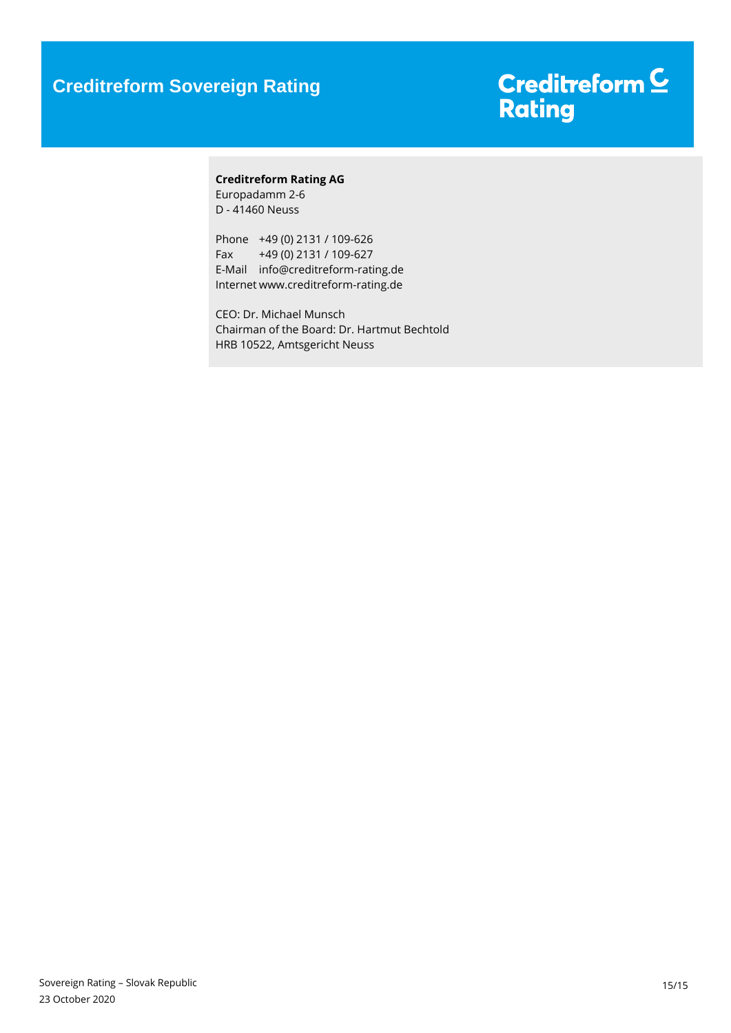**Creditreform Rating AG**
Europadamm 2-6
D - 41460 Neuss

Phone +49 (0) 2131 / 109-626
Fax +49 (0) 2131 / 109-627
E-Mail info@creditreform-rating.de
Internet www.creditreform-rating.de

CEO: Dr. Michael Munsch
Chairman of the Board: Dr. Hartmut Bechtold
HRB 10522, Amtsgericht Neuss